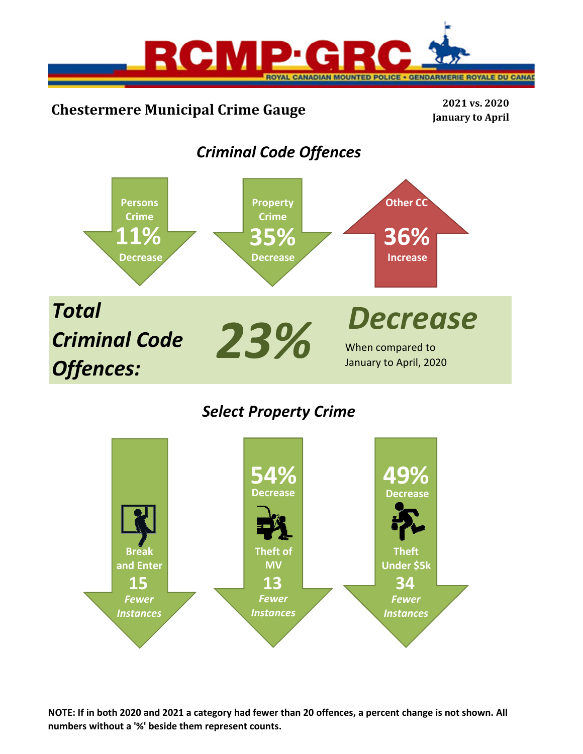RCMP·GRC
ROYAL CANADIAN MOUNTED POLICE • GENDARMERIE ROYALE DU CANADA

## Chestermere Municipal Crime Gauge

**2021 vs. 2020**
**January to April**

### *Criminal Code Offences*

**Persons Crime**
**11%**
**Decrease**

**Property Crime**
**35%**
**Decrease**

**Other CC**
**36%**
**Increase**

***Total Criminal Code Offences:*** ***23%*** ***Decrease***

When compared to January to April, 2020

### *Select Property Crime*

**Break and Enter**
**15**
***Fewer Instances***

**54%**
**Decrease**
**Theft of MV**
**13**
***Fewer Instances***

**49%**
**Decrease**
**Theft Under $5k**
**34**
***Fewer Instances***

**NOTE: If in both 2020 and 2021 a category had fewer than 20 offences, a percent change is not shown. All numbers without a '%' beside them represent counts.**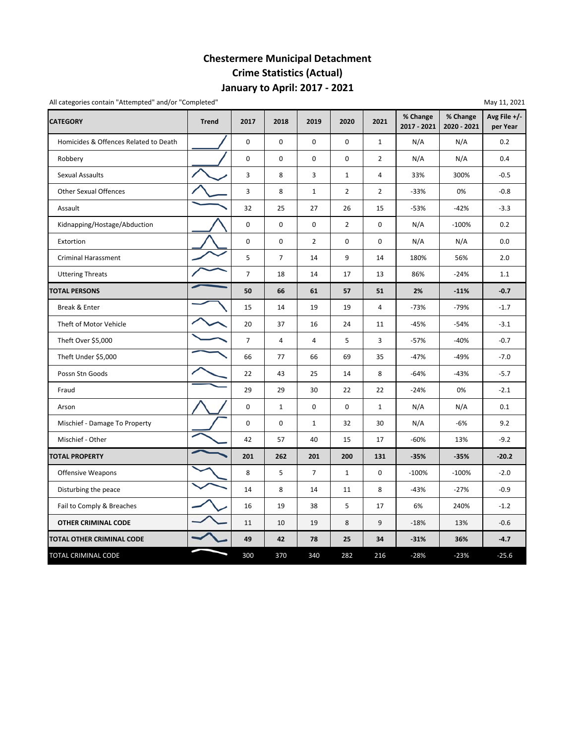# Chestermere Municipal Detachment
## Crime Statistics (Actual)
## January to April: 2017 - 2021

All categories contain "Attempted" and/or "Completed"

May 11, 2021

| CATEGORY | Trend | 2017 | 2018 | 2019 | 2020 | 2021 | % Change 2017 - 2021 | % Change 2020 - 2021 | Avg File +/- per Year |
|---|---|---|---|---|---|---|---|---|---|
| Homicides & Offences Related to Death | | 0 | 0 | 0 | 0 | 1 | N/A | N/A | 0.2 |
| Robbery | | 0 | 0 | 0 | 0 | 2 | N/A | N/A | 0.4 |
| Sexual Assaults | | 3 | 8 | 3 | 1 | 4 | 33% | 300% | -0.5 |
| Other Sexual Offences | | 3 | 8 | 1 | 2 | 2 | -33% | 0% | -0.8 |
| Assault | | 32 | 25 | 27 | 26 | 15 | -53% | -42% | -3.3 |
| Kidnapping/Hostage/Abduction | | 0 | 0 | 0 | 2 | 0 | N/A | -100% | 0.2 |
| Extortion | | 0 | 0 | 2 | 0 | 0 | N/A | N/A | 0.0 |
| Criminal Harassment | | 5 | 7 | 14 | 9 | 14 | 180% | 56% | 2.0 |
| Uttering Threats | | 7 | 18 | 14 | 17 | 13 | 86% | -24% | 1.1 |
| **TOTAL PERSONS** | | **50** | **66** | **61** | **57** | **51** | **2%** | **-11%** | **-0.7** |
| Break & Enter | | 15 | 14 | 19 | 19 | 4 | -73% | -79% | -1.7 |
| Theft of Motor Vehicle | | 20 | 37 | 16 | 24 | 11 | -45% | -54% | -3.1 |
| Theft Over $5,000 | | 7 | 4 | 4 | 5 | 3 | -57% | -40% | -0.7 |
| Theft Under $5,000 | | 66 | 77 | 66 | 69 | 35 | -47% | -49% | -7.0 |
| Possn Stn Goods | | 22 | 43 | 25 | 14 | 8 | -64% | -43% | -5.7 |
| Fraud | | 29 | 29 | 30 | 22 | 22 | -24% | 0% | -2.1 |
| Arson | | 0 | 1 | 0 | 0 | 1 | N/A | N/A | 0.1 |
| Mischief - Damage To Property | | 0 | 0 | 1 | 32 | 30 | N/A | -6% | 9.2 |
| Mischief - Other | | 42 | 57 | 40 | 15 | 17 | -60% | 13% | -9.2 |
| **TOTAL PROPERTY** | | **201** | **262** | **201** | **200** | **131** | **-35%** | **-35%** | **-20.2** |
| Offensive Weapons | | 8 | 5 | 7 | 1 | 0 | -100% | -100% | -2.0 |
| Disturbing the peace | | 14 | 8 | 14 | 11 | 8 | -43% | -27% | -0.9 |
| Fail to Comply & Breaches | | 16 | 19 | 38 | 5 | 17 | 6% | 240% | -1.2 |
| **OTHER CRIMINAL CODE** | | 11 | 10 | 19 | 8 | 9 | -18% | 13% | -0.6 |
| **TOTAL OTHER CRIMINAL CODE** | | **49** | **42** | **78** | **25** | **34** | **-31%** | **36%** | **-4.7** |
| TOTAL CRIMINAL CODE | | 300 | 370 | 340 | 282 | 216 | -28% | -23% | -25.6 |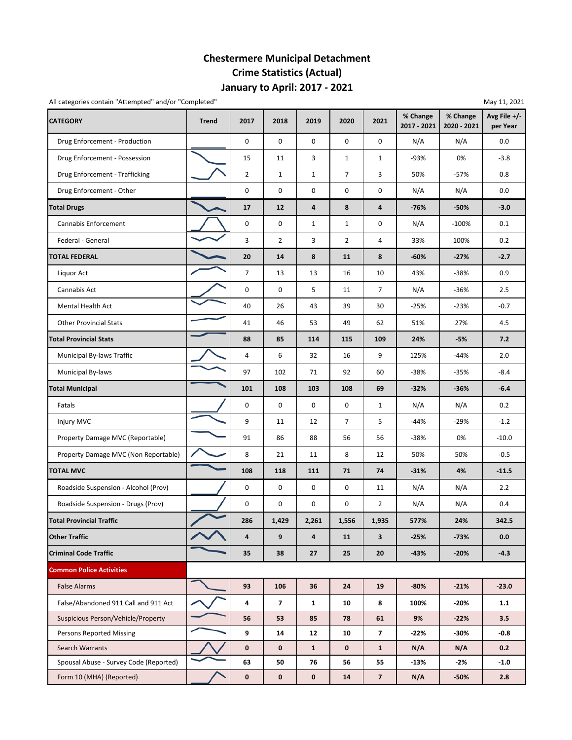# Chestermere Municipal Detachment
# Crime Statistics (Actual)
# January to April: 2017 - 2021

All categories contain "Attempted" and/or "Completed"

May 11, 2021

| CATEGORY | Trend | 2017 | 2018 | 2019 | 2020 | 2021 | % Change 2017 - 2021 | % Change 2020 - 2021 | Avg File +/- per Year |
|---|---|---|---|---|---|---|---|---|---|
| Drug Enforcement - Production | | 0 | 0 | 0 | 0 | 0 | N/A | N/A | 0.0 |
| Drug Enforcement - Possession | | 15 | 11 | 3 | 1 | 1 | -93% | 0% | -3.8 |
| Drug Enforcement - Trafficking | | 2 | 1 | 1 | 7 | 3 | 50% | -57% | 0.8 |
| Drug Enforcement - Other | | 0 | 0 | 0 | 0 | 0 | N/A | N/A | 0.0 |
| **Total Drugs** | | **17** | **12** | **4** | **8** | **4** | **-76%** | **-50%** | **-3.0** |
| Cannabis Enforcement | | 0 | 0 | 1 | 1 | 0 | N/A | -100% | 0.1 |
| Federal - General | | 3 | 2 | 3 | 2 | 4 | 33% | 100% | 0.2 |
| **TOTAL FEDERAL** | | **20** | **14** | **8** | **11** | **8** | **-60%** | **-27%** | **-2.7** |
| Liquor Act | | 7 | 13 | 13 | 16 | 10 | 43% | -38% | 0.9 |
| Cannabis Act | | 0 | 0 | 5 | 11 | 7 | N/A | -36% | 2.5 |
| Mental Health Act | | 40 | 26 | 43 | 39 | 30 | -25% | -23% | -0.7 |
| Other Provincial Stats | | 41 | 46 | 53 | 49 | 62 | 51% | 27% | 4.5 |
| **Total Provincial Stats** | | **88** | **85** | **114** | **115** | **109** | **24%** | **-5%** | **7.2** |
| Municipal By-laws Traffic | | 4 | 6 | 32 | 16 | 9 | 125% | -44% | 2.0 |
| Municipal By-laws | | 97 | 102 | 71 | 92 | 60 | -38% | -35% | -8.4 |
| **Total Municipal** | | **101** | **108** | **103** | **108** | **69** | **-32%** | **-36%** | **-6.4** |
| Fatals | | 0 | 0 | 0 | 0 | 1 | N/A | N/A | 0.2 |
| Injury MVC | | 9 | 11 | 12 | 7 | 5 | -44% | -29% | -1.2 |
| Property Damage MVC (Reportable) | | 91 | 86 | 88 | 56 | 56 | -38% | 0% | -10.0 |
| Property Damage MVC (Non Reportable) | | 8 | 21 | 11 | 8 | 12 | 50% | 50% | -0.5 |
| **TOTAL MVC** | | **108** | **118** | **111** | **71** | **74** | **-31%** | **4%** | **-11.5** |
| Roadside Suspension - Alcohol (Prov) | | 0 | 0 | 0 | 0 | 11 | N/A | N/A | 2.2 |
| Roadside Suspension - Drugs (Prov) | | 0 | 0 | 0 | 0 | 2 | N/A | N/A | 0.4 |
| **Total Provincial Traffic** | | **286** | **1,429** | **2,261** | **1,556** | **1,935** | **577%** | **24%** | **342.5** |
| **Other Traffic** | | **4** | **9** | **4** | **11** | **3** | **-25%** | **-73%** | **0.0** |
| **Criminal Code Traffic** | | **35** | **38** | **27** | **25** | **20** | **-43%** | **-20%** | **-4.3** |
| **Common Police Activities** | | | | | | | | | |
| False Alarms | | **93** | **106** | **36** | **24** | **19** | **-80%** | **-21%** | **-23.0** |
| False/Abandoned 911 Call and 911 Act | | **4** | **7** | **1** | **10** | **8** | **100%** | **-20%** | **1.1** |
| Suspicious Person/Vehicle/Property | | **56** | **53** | **85** | **78** | **61** | **9%** | **-22%** | **3.5** |
| Persons Reported Missing | | **9** | **14** | **12** | **10** | **7** | **-22%** | **-30%** | **-0.8** |
| Search Warrants | | **0** | **0** | **1** | **0** | **1** | **N/A** | **N/A** | **0.2** |
| Spousal Abuse - Survey Code (Reported) | | **63** | **50** | **76** | **56** | **55** | **-13%** | **-2%** | **-1.0** |
| Form 10 (MHA) (Reported) | | **0** | **0** | **0** | **14** | **7** | **N/A** | **-50%** | **2.8** |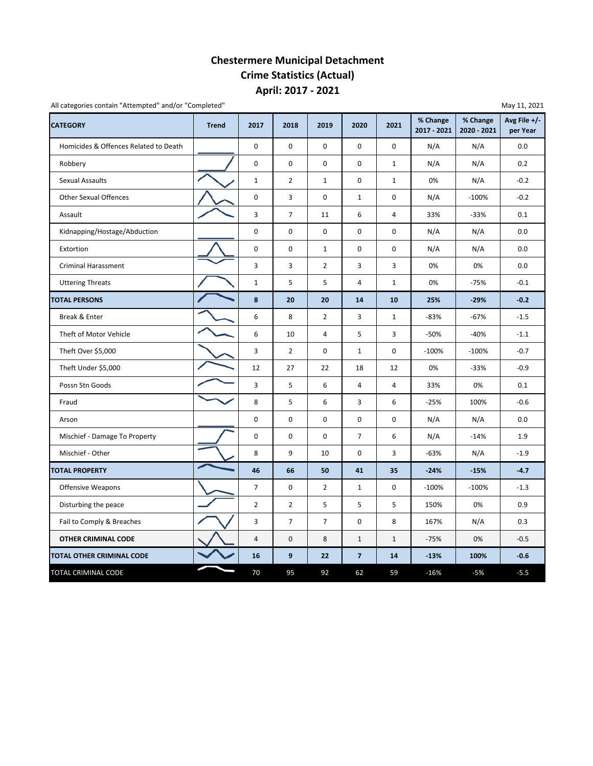# Chestermere Municipal Detachment
## Crime Statistics (Actual)
## April: 2017 - 2021

All categories contain "Attempted" and/or "Completed"

May 11, 2021

| CATEGORY | Trend | 2017 | 2018 | 2019 | 2020 | 2021 | % Change 2017 - 2021 | % Change 2020 - 2021 | Avg File +/- per Year |
|---|---|---|---|---|---|---|---|---|---|
| Homicides & Offences Related to Death | | 0 | 0 | 0 | 0 | 0 | N/A | N/A | 0.0 |
| Robbery | | 0 | 0 | 0 | 0 | 1 | N/A | N/A | 0.2 |
| Sexual Assaults | | 1 | 2 | 1 | 0 | 1 | 0% | N/A | -0.2 |
| Other Sexual Offences | | 0 | 3 | 0 | 1 | 0 | N/A | -100% | -0.2 |
| Assault | | 3 | 7 | 11 | 6 | 4 | 33% | -33% | 0.1 |
| Kidnapping/Hostage/Abduction | | 0 | 0 | 0 | 0 | 0 | N/A | N/A | 0.0 |
| Extortion | | 0 | 0 | 1 | 0 | 0 | N/A | N/A | 0.0 |
| Criminal Harassment | | 3 | 3 | 2 | 3 | 3 | 0% | 0% | 0.0 |
| Uttering Threats | | 1 | 5 | 5 | 4 | 1 | 0% | -75% | -0.1 |
| **TOTAL PERSONS** | | **8** | **20** | **20** | **14** | **10** | **25%** | **-29%** | **-0.2** |
| Break & Enter | | 6 | 8 | 2 | 3 | 1 | -83% | -67% | -1.5 |
| Theft of Motor Vehicle | | 6 | 10 | 4 | 5 | 3 | -50% | -40% | -1.1 |
| Theft Over $5,000 | | 3 | 2 | 0 | 1 | 0 | -100% | -100% | -0.7 |
| Theft Under $5,000 | | 12 | 27 | 22 | 18 | 12 | 0% | -33% | -0.9 |
| Possn Stn Goods | | 3 | 5 | 6 | 4 | 4 | 33% | 0% | 0.1 |
| Fraud | | 8 | 5 | 6 | 3 | 6 | -25% | 100% | -0.6 |
| Arson | | 0 | 0 | 0 | 0 | 0 | N/A | N/A | 0.0 |
| Mischief - Damage To Property | | 0 | 0 | 0 | 7 | 6 | N/A | -14% | 1.9 |
| Mischief - Other | | 8 | 9 | 10 | 0 | 3 | -63% | N/A | -1.9 |
| **TOTAL PROPERTY** | | **46** | **66** | **50** | **41** | **35** | **-24%** | **-15%** | **-4.7** |
| Offensive Weapons | | 7 | 0 | 2 | 1 | 0 | -100% | -100% | -1.3 |
| Disturbing the peace | | 2 | 2 | 5 | 5 | 5 | 150% | 0% | 0.9 |
| Fail to Comply & Breaches | | 3 | 7 | 7 | 0 | 8 | 167% | N/A | 0.3 |
| **OTHER CRIMINAL CODE** | | 4 | 0 | 8 | 1 | 1 | -75% | 0% | -0.5 |
| **TOTAL OTHER CRIMINAL CODE** | | **16** | **9** | **22** | **7** | **14** | **-13%** | **100%** | **-0.6** |
| TOTAL CRIMINAL CODE | | 70 | 95 | 92 | 62 | 59 | -16% | -5% | -5.5 |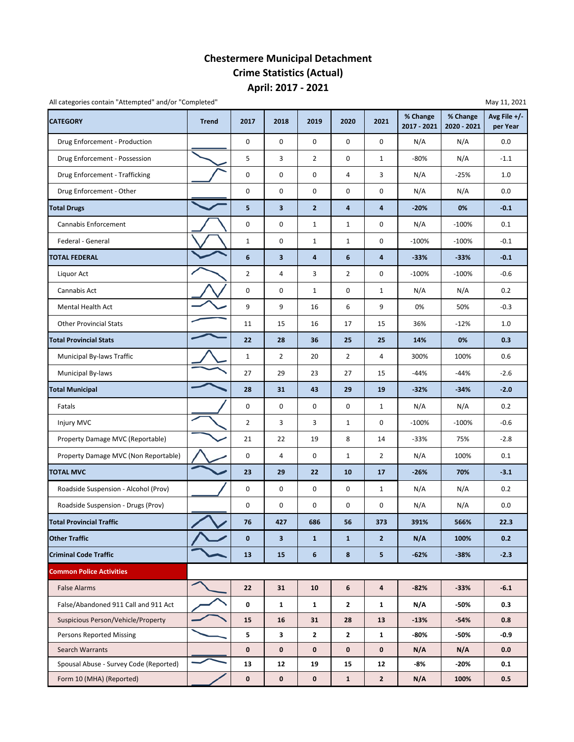# Chestermere Municipal Detachment
# Crime Statistics (Actual)
# April: 2017 - 2021

All categories contain "Attempted" and/or "Completed"

May 11, 2021

| CATEGORY | Trend | 2017 | 2018 | 2019 | 2020 | 2021 | % Change 2017 - 2021 | % Change 2020 - 2021 | Avg File +/- per Year |
|---|---|---|---|---|---|---|---|---|---|
| Drug Enforcement - Production | | 0 | 0 | 0 | 0 | 0 | N/A | N/A | 0.0 |
| Drug Enforcement - Possession | | 5 | 3 | 2 | 0 | 1 | -80% | N/A | -1.1 |
| Drug Enforcement - Trafficking | | 0 | 0 | 0 | 4 | 3 | N/A | -25% | 1.0 |
| Drug Enforcement - Other | | 0 | 0 | 0 | 0 | 0 | N/A | N/A | 0.0 |
| **Total Drugs** | | **5** | **3** | **2** | **4** | **4** | **-20%** | **0%** | **-0.1** |
| Cannabis Enforcement | | 0 | 0 | 1 | 1 | 0 | N/A | -100% | 0.1 |
| Federal - General | | 1 | 0 | 1 | 1 | 0 | -100% | -100% | -0.1 |
| **TOTAL FEDERAL** | | **6** | **3** | **4** | **6** | **4** | **-33%** | **-33%** | **-0.1** |
| Liquor Act | | 2 | 4 | 3 | 2 | 0 | -100% | -100% | -0.6 |
| Cannabis Act | | 0 | 0 | 1 | 0 | 1 | N/A | N/A | 0.2 |
| Mental Health Act | | 9 | 9 | 16 | 6 | 9 | 0% | 50% | -0.3 |
| Other Provincial Stats | | 11 | 15 | 16 | 17 | 15 | 36% | -12% | 1.0 |
| **Total Provincial Stats** | | **22** | **28** | **36** | **25** | **25** | **14%** | **0%** | **0.3** |
| Municipal By-laws Traffic | | 1 | 2 | 20 | 2 | 4 | 300% | 100% | 0.6 |
| Municipal By-laws | | 27 | 29 | 23 | 27 | 15 | -44% | -44% | -2.6 |
| **Total Municipal** | | **28** | **31** | **43** | **29** | **19** | **-32%** | **-34%** | **-2.0** |
| Fatals | | 0 | 0 | 0 | 0 | 1 | N/A | N/A | 0.2 |
| Injury MVC | | 2 | 3 | 3 | 1 | 0 | -100% | -100% | -0.6 |
| Property Damage MVC (Reportable) | | 21 | 22 | 19 | 8 | 14 | -33% | 75% | -2.8 |
| Property Damage MVC (Non Reportable) | | 0 | 4 | 0 | 1 | 2 | N/A | 100% | 0.1 |
| **TOTAL MVC** | | **23** | **29** | **22** | **10** | **17** | **-26%** | **70%** | **-3.1** |
| Roadside Suspension - Alcohol (Prov) | | 0 | 0 | 0 | 0 | 1 | N/A | N/A | 0.2 |
| Roadside Suspension - Drugs (Prov) | | 0 | 0 | 0 | 0 | 0 | N/A | N/A | 0.0 |
| **Total Provincial Traffic** | | **76** | **427** | **686** | **56** | **373** | **391%** | **566%** | **22.3** |
| **Other Traffic** | | **0** | **3** | **1** | **1** | **2** | **N/A** | **100%** | **0.2** |
| **Criminal Code Traffic** | | **13** | **15** | **6** | **8** | **5** | **-62%** | **-38%** | **-2.3** |
| **Common Police Activities** | | | | | | | | | |
| False Alarms | | **22** | **31** | **10** | **6** | **4** | **-82%** | **-33%** | **-6.1** |
| False/Abandoned 911 Call and 911 Act | | **0** | **1** | **1** | **2** | **1** | **N/A** | **-50%** | **0.3** |
| Suspicious Person/Vehicle/Property | | **15** | **16** | **31** | **28** | **13** | **-13%** | **-54%** | **0.8** |
| Persons Reported Missing | | **5** | **3** | **2** | **2** | **1** | **-80%** | **-50%** | **-0.9** |
| Search Warrants | | **0** | **0** | **0** | **0** | **0** | **N/A** | **N/A** | **0.0** |
| Spousal Abuse - Survey Code (Reported) | | **13** | **12** | **19** | **15** | **12** | **-8%** | **-20%** | **0.1** |
| Form 10 (MHA) (Reported) | | **0** | **0** | **0** | **1** | **2** | **N/A** | **100%** | **0.5** |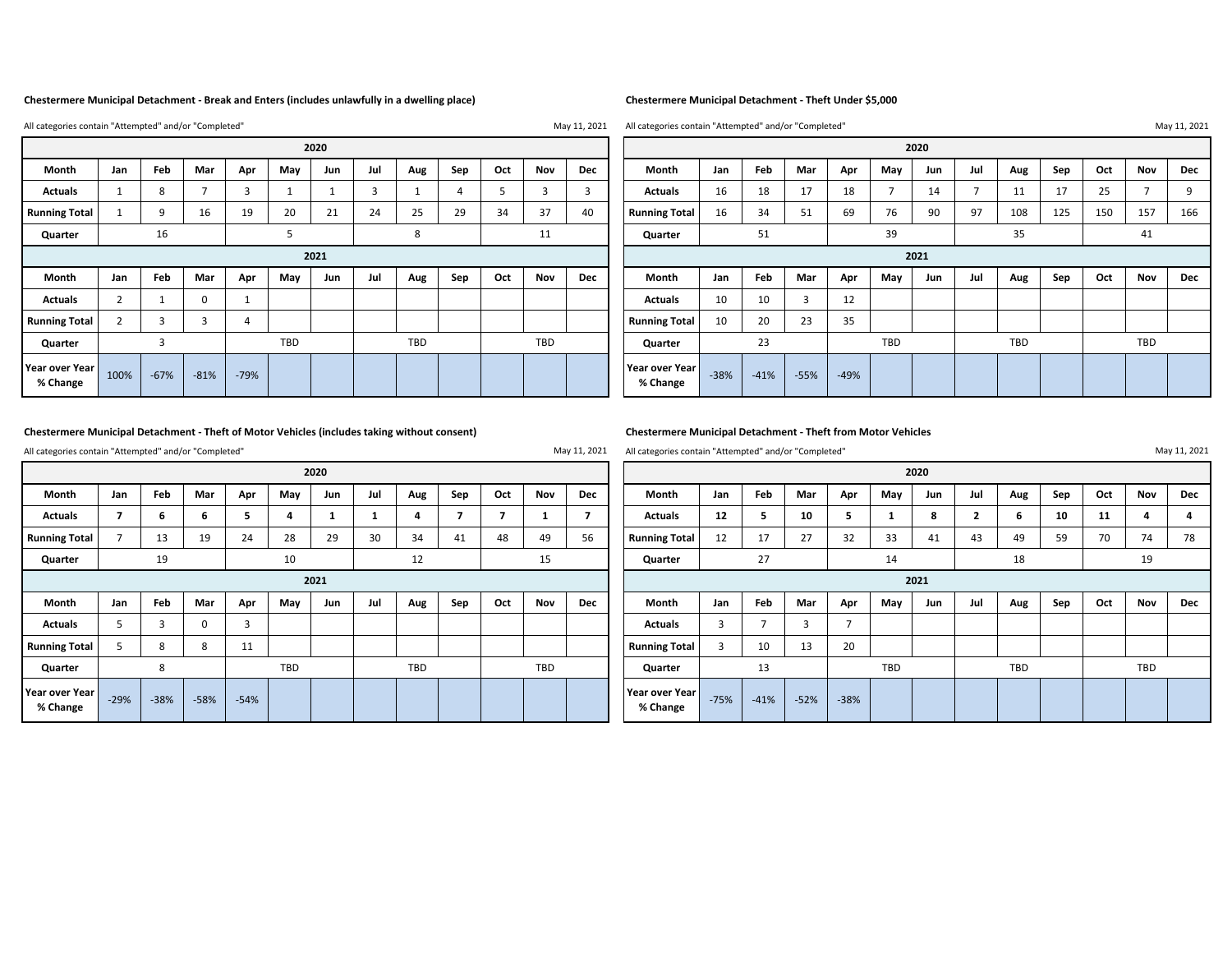**Chestermere Municipal Detachment - Break and Enters (includes unlawfully in a dwelling place)**

All categories contain "Attempted" and/or "Completed"

May 11, 2021

| 2020 | | | | | | | | | | | | |
|---|---|---|---|---|---|---|---|---|---|---|---|---|
| **Month** | **Jan** | **Feb** | **Mar** | **Apr** | **May** | **Jun** | **Jul** | **Aug** | **Sep** | **Oct** | **Nov** | **Dec** |
| **Actuals** | 1 | 8 | 7 | 3 | 1 | 1 | 3 | 1 | 4 | 5 | 3 | 3 |
| **Running Total** | 1 | 9 | 16 | 19 | 20 | 21 | 24 | 25 | 29 | 34 | 37 | 40 |
| **Quarter** | 16 | | | 5 | | | 8 | | | 11 | | |
| **2021** | | | | | | | | | | | | |
| **Month** | **Jan** | **Feb** | **Mar** | **Apr** | **May** | **Jun** | **Jul** | **Aug** | **Sep** | **Oct** | **Nov** | **Dec** |
| **Actuals** | 2 | 1 | 0 | 1 | | | | | | | | |
| **Running Total** | 2 | 3 | 3 | 4 | | | | | | | | |
| **Quarter** | 3 | | | TBD | | | TBD | | | TBD | | |
| **Year over Year % Change** | 100% | -67% | -81% | -79% | | | | | | | | |

**Chestermere Municipal Detachment - Theft Under $5,000**

All categories contain "Attempted" and/or "Completed"

May 11, 2021

| 2020 | | | | | | | | | | | | |
|---|---|---|---|---|---|---|---|---|---|---|---|---|
| **Month** | **Jan** | **Feb** | **Mar** | **Apr** | **May** | **Jun** | **Jul** | **Aug** | **Sep** | **Oct** | **Nov** | **Dec** |
| **Actuals** | 16 | 18 | 17 | 18 | 7 | 14 | 7 | 11 | 17 | 25 | 7 | 9 |
| **Running Total** | 16 | 34 | 51 | 69 | 76 | 90 | 97 | 108 | 125 | 150 | 157 | 166 |
| **Quarter** | 51 | | | 39 | | | 35 | | | 41 | | |
| **2021** | | | | | | | | | | | | |
| **Month** | **Jan** | **Feb** | **Mar** | **Apr** | **May** | **Jun** | **Jul** | **Aug** | **Sep** | **Oct** | **Nov** | **Dec** |
| **Actuals** | 10 | 10 | 3 | 12 | | | | | | | | |
| **Running Total** | 10 | 20 | 23 | 35 | | | | | | | | |
| **Quarter** | 23 | | | TBD | | | TBD | | | TBD | | |
| **Year over Year % Change** | -38% | -41% | -55% | -49% | | | | | | | | |

**Chestermere Municipal Detachment - Theft of Motor Vehicles (includes taking without consent)**

All categories contain "Attempted" and/or "Completed"

May 11, 2021

| 2020 | | | | | | | | | | | | |
|---|---|---|---|---|---|---|---|---|---|---|---|---|
| **Month** | **Jan** | **Feb** | **Mar** | **Apr** | **May** | **Jun** | **Jul** | **Aug** | **Sep** | **Oct** | **Nov** | **Dec** |
| **Actuals** | **7** | **6** | **6** | **5** | **4** | **1** | **1** | **4** | **7** | **7** | **1** | **7** |
| **Running Total** | 7 | 13 | 19 | 24 | 28 | 29 | 30 | 34 | 41 | 48 | 49 | 56 |
| **Quarter** | 19 | | | 10 | | | 12 | | | 15 | | |
| **2021** | | | | | | | | | | | | |
| **Month** | **Jan** | **Feb** | **Mar** | **Apr** | **May** | **Jun** | **Jul** | **Aug** | **Sep** | **Oct** | **Nov** | **Dec** |
| **Actuals** | 5 | 3 | 0 | 3 | | | | | | | | |
| **Running Total** | 5 | 8 | 8 | 11 | | | | | | | | |
| **Quarter** | 8 | | | TBD | | | TBD | | | TBD | | |
| **Year over Year % Change** | -29% | -38% | -58% | -54% | | | | | | | | |

**Chestermere Municipal Detachment - Theft from Motor Vehicles**

All categories contain "Attempted" and/or "Completed"

May 11, 2021

| 2020 | | | | | | | | | | | | |
|---|---|---|---|---|---|---|---|---|---|---|---|---|
| **Month** | **Jan** | **Feb** | **Mar** | **Apr** | **May** | **Jun** | **Jul** | **Aug** | **Sep** | **Oct** | **Nov** | **Dec** |
| **Actuals** | **12** | **5** | **10** | **5** | **1** | **8** | **2** | **6** | **10** | **11** | **4** | **4** |
| **Running Total** | 12 | 17 | 27 | 32 | 33 | 41 | 43 | 49 | 59 | 70 | 74 | 78 |
| **Quarter** | 27 | | | 14 | | | 18 | | | 19 | | |
| **2021** | | | | | | | | | | | | |
| **Month** | **Jan** | **Feb** | **Mar** | **Apr** | **May** | **Jun** | **Jul** | **Aug** | **Sep** | **Oct** | **Nov** | **Dec** |
| **Actuals** | 3 | 7 | 3 | 7 | | | | | | | | |
| **Running Total** | 3 | 10 | 13 | 20 | | | | | | | | |
| **Quarter** | 13 | | | TBD | | | TBD | | | TBD | | |
| **Year over Year % Change** | -75% | -41% | -52% | -38% | | | | | | | | |